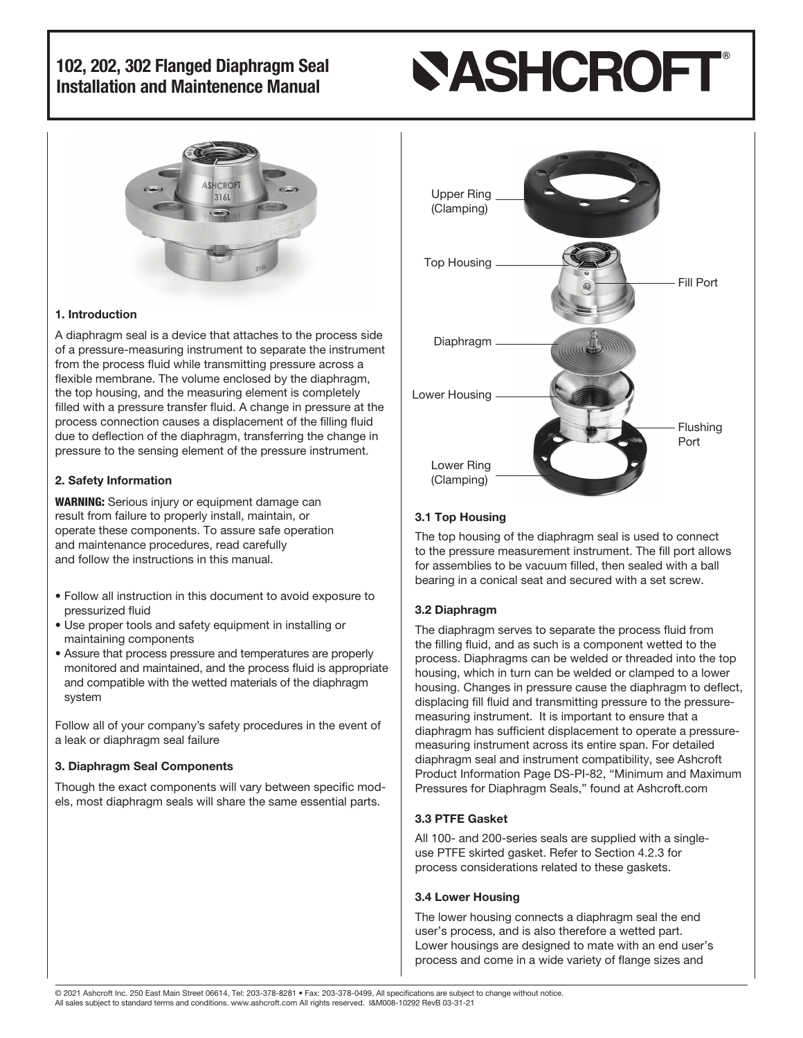# 102, 202, 302 Flanged Diaphragm Seal Installation and Maintenence Manual

## 1. Introduction

A diaphragm seal is a device that attaches to the process side of a pressure-measuring instrument to separate the instrument from the process fluid while transmitting pressure across a flexible membrane. The volume enclosed by the diaphragm, the top housing, and the measuring element is completely filled with a pressure transfer fluid. A change in pressure at the process connection causes a displacement of the filling fluid due to deflection of the diaphragm, transferring the change in pressure to the sensing element of the pressure instrument.

## 2. Safety Information

**WARNING:** Serious injury or equipment damage can result from failure to properly install, maintain, or operate these components. To assure safe operation and maintenance procedures, read carefully and follow the instructions in this manual.

- Follow all instruction in this document to avoid exposure to pressurized fluid
- Use proper tools and safety equipment in installing or maintaining components
- Assure that process pressure and temperatures are properly monitored and maintained, and the process fluid is appropriate and compatible with the wetted materials of the diaphragm system

Follow all of your company's safety procedures in the event of a leak or diaphragm seal failure

## 3. Diaphragm Seal Components

Though the exact components will vary between specific models, most diaphragm seals will share the same essential parts.

Upper Ring (Clamping)

Top Housing

Fill Port

Diaphragm

Lower Housing

Flushing Port

Lower Ring (Clamping)

### 3.1 Top Housing

The top housing of the diaphragm seal is used to connect to the pressure measurement instrument. The fill port allows for assemblies to be vacuum filled, then sealed with a ball bearing in a conical seat and secured with a set screw.

### 3.2 Diaphragm

The diaphragm serves to separate the process fluid from the filling fluid, and as such is a component wetted to the process. Diaphragms can be welded or threaded into the top housing, which in turn can be welded or clamped to a lower housing. Changes in pressure cause the diaphragm to deflect, displacing fill fluid and transmitting pressure to the pressure-measuring instrument. It is important to ensure that a diaphragm has sufficient displacement to operate a pressure-measuring instrument across its entire span. For detailed diaphragm seal and instrument compatibility, see Ashcroft Product Information Page DS-PI-82, "Minimum and Maximum Pressures for Diaphragm Seals," found at Ashcroft.com

### 3.3 PTFE Gasket

All 100- and 200-series seals are supplied with a single-use PTFE skirted gasket. Refer to Section 4.2.3 for process considerations related to these gaskets.

### 3.4 Lower Housing

The lower housing connects a diaphragm seal the end user's process, and is also therefore a wetted part. Lower housings are designed to mate with an end user's process and come in a wide variety of flange sizes and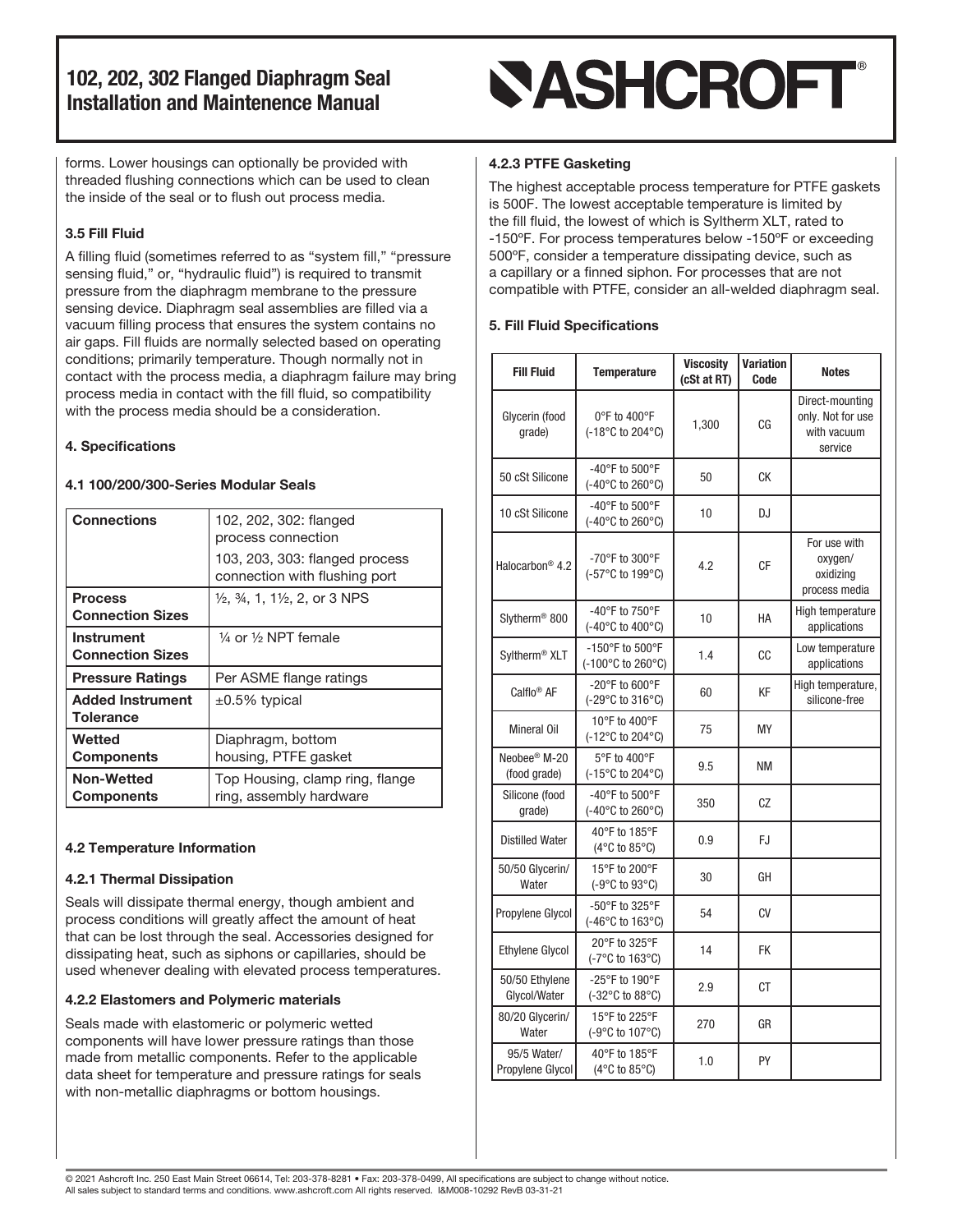forms. Lower housings can optionally be provided with threaded flushing connections which can be used to clean the inside of the seal or to flush out process media.

### 3.5 Fill Fluid

A filling fluid (sometimes referred to as "system fill," "pressure sensing fluid," or, "hydraulic fluid") is required to transmit pressure from the diaphragm membrane to the pressure sensing device. Diaphragm seal assemblies are filled via a vacuum filling process that ensures the system contains no air gaps. Fill fluids are normally selected based on operating conditions; primarily temperature. Though normally not in contact with the process media, a diaphragm failure may bring process media in contact with the fill fluid, so compatibility with the process media should be a consideration.

## 4. Specifications

### 4.1 100/200/300-Series Modular Seals

| | |
|---|---|
| **Connections** | 102, 202, 302: flanged process connection<br>103, 203, 303: flanged process connection with flushing port |
| **Process Connection Sizes** | ½, ¾, 1, 1½, 2, or 3 NPS |
| **Instrument Connection Sizes** | ¼ or ½ NPT female |
| **Pressure Ratings** | Per ASME flange ratings |
| **Added Instrument Tolerance** | ±0.5% typical |
| **Wetted Components** | Diaphragm, bottom housing, PTFE gasket |
| **Non-Wetted Components** | Top Housing, clamp ring, flange ring, assembly hardware |

### 4.2 Temperature Information

#### 4.2.1 Thermal Dissipation

Seals will dissipate thermal energy, though ambient and process conditions will greatly affect the amount of heat that can be lost through the seal. Accessories designed for dissipating heat, such as siphons or capillaries, should be used whenever dealing with elevated process temperatures.

#### 4.2.2 Elastomers and Polymeric materials

Seals made with elastomeric or polymeric wetted components will have lower pressure ratings than those made from metallic components. Refer to the applicable data sheet for temperature and pressure ratings for seals with non-metallic diaphragms or bottom housings.

#### 4.2.3 PTFE Gasketing

The highest acceptable process temperature for PTFE gaskets is 500F. The lowest acceptable temperature is limited by the fill fluid, the lowest of which is Syltherm XLT, rated to -150ºF. For process temperatures below -150ºF or exceeding 500ºF, consider a temperature dissipating device, such as a capillary or a finned siphon. For processes that are not compatible with PTFE, consider an all-welded diaphragm seal.

## 5. Fill Fluid Specifications

| Fill Fluid | Temperature | Viscosity (cSt at RT) | Variation Code | Notes |
|---|---|---|---|---|
| Glycerin (food grade) | 0°F to 400°F (-18°C to 204°C) | 1,300 | CG | Direct-mounting only. Not for use with vacuum service |
| 50 cSt Silicone | -40°F to 500°F (-40°C to 260°C) | 50 | CK | |
| 10 cSt Silicone | -40°F to 500°F (-40°C to 260°C) | 10 | DJ | |
| Halocarbon® 4.2 | -70°F to 300°F (-57°C to 199°C) | 4.2 | CF | For use with oxygen/ oxidizing process media |
| Slytherm® 800 | -40°F to 750°F (-40°C to 400°C) | 10 | HA | High temperature applications |
| Syltherm® XLT | -150°F to 500°F (-100°C to 260°C) | 1.4 | CC | Low temperature applications |
| Calflo® AF | -20°F to 600°F (-29°C to 316°C) | 60 | KF | High temperature, silicone-free |
| Mineral Oil | 10°F to 400°F (-12°C to 204°C) | 75 | MY | |
| Neobee® M-20 (food grade) | 5°F to 400°F (-15°C to 204°C) | 9.5 | NM | |
| Silicone (food grade) | -40°F to 500°F (-40°C to 260°C) | 350 | CZ | |
| Distilled Water | 40°F to 185°F (4°C to 85°C) | 0.9 | FJ | |
| 50/50 Glycerin/ Water | 15°F to 200°F (-9°C to 93°C) | 30 | GH | |
| Propylene Glycol | -50°F to 325°F (-46°C to 163°C) | 54 | CV | |
| Ethylene Glycol | 20°F to 325°F (-7°C to 163°C) | 14 | FK | |
| 50/50 Ethylene Glycol/Water | -25°F to 190°F (-32°C to 88°C) | 2.9 | CT | |
| 80/20 Glycerin/ Water | 15°F to 225°F (-9°C to 107°C) | 270 | GR | |
| 95/5 Water/ Propylene Glycol | 40°F to 185°F (4°C to 85°C) | 1.0 | PY | |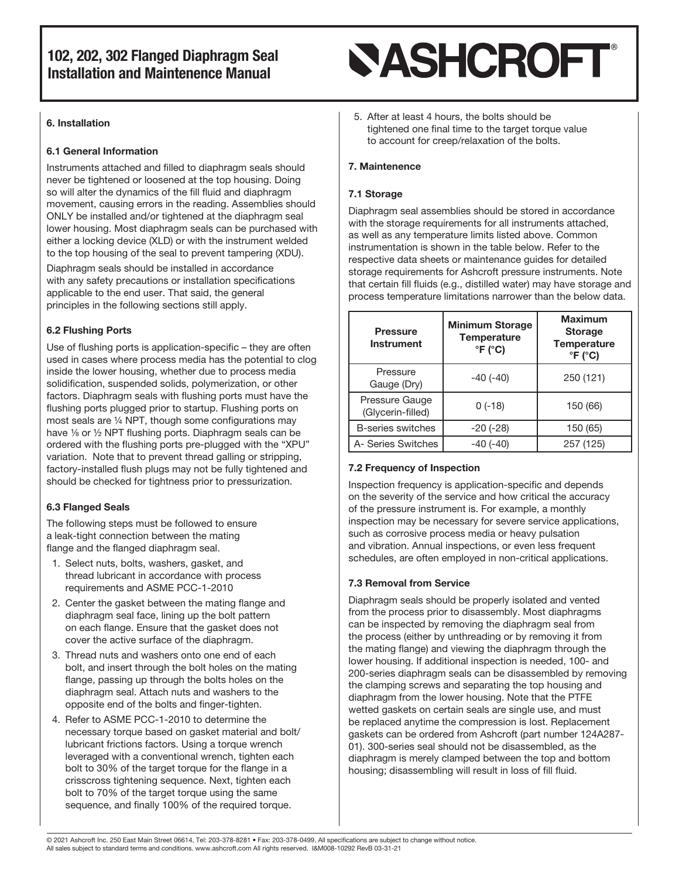## 6. Installation

### 6.1 General Information

Instruments attached and filled to diaphragm seals should never be tightened or loosened at the top housing. Doing so will alter the dynamics of the fill fluid and diaphragm movement, causing errors in the reading. Assemblies should ONLY be installed and/or tightened at the diaphragm seal lower housing. Most diaphragm seals can be purchased with either a locking device (XLD) or with the instrument welded to the top housing of the seal to prevent tampering (XDU).

Diaphragm seals should be installed in accordance with any safety precautions or installation specifications applicable to the end user. That said, the general principles in the following sections still apply.

### 6.2 Flushing Ports

Use of flushing ports is application-specific – they are often used in cases where process media has the potential to clog inside the lower housing, whether due to process media solidification, suspended solids, polymerization, or other factors. Diaphragm seals with flushing ports must have the flushing ports plugged prior to startup. Flushing ports on most seals are ¼ NPT, though some configurations may have ⅛ or ½ NPT flushing ports. Diaphragm seals can be ordered with the flushing ports pre-plugged with the "XPU" variation. Note that to prevent thread galling or stripping, factory-installed flush plugs may not be fully tightened and should be checked for tightness prior to pressurization.

### 6.3 Flanged Seals

The following steps must be followed to ensure a leak-tight connection between the mating flange and the flanged diaphragm seal.

1. Select nuts, bolts, washers, gasket, and thread lubricant in accordance with process requirements and ASME PCC-1-2010
2. Center the gasket between the mating flange and diaphragm seal face, lining up the bolt pattern on each flange. Ensure that the gasket does not cover the active surface of the diaphragm.
3. Thread nuts and washers onto one end of each bolt, and insert through the bolt holes on the mating flange, passing up through the bolts holes on the diaphragm seal. Attach nuts and washers to the opposite end of the bolts and finger-tighten.
4. Refer to ASME PCC-1-2010 to determine the necessary torque based on gasket material and bolt/lubricant frictions factors. Using a torque wrench leveraged with a conventional wrench, tighten each bolt to 30% of the target torque for the flange in a crisscross tightening sequence. Next, tighten each bolt to 70% of the target torque using the same sequence, and finally 100% of the required torque.
5. After at least 4 hours, the bolts should be tightened one final time to the target torque value to account for creep/relaxation of the bolts.

## 7. Maintenence

### 7.1 Storage

Diaphragm seal assemblies should be stored in accordance with the storage requirements for all instruments attached, as well as any temperature limits listed above. Common instrumentation is shown in the table below. Refer to the respective data sheets or maintenance guides for detailed storage requirements for Ashcroft pressure instruments. Note that certain fill fluids (e.g., distilled water) may have storage and process temperature limitations narrower than the below data.

| Pressure Instrument | Minimum Storage Temperature °F (°C) | Maximum Storage Temperature °F (°C) |
|---|---|---|
| Pressure Gauge (Dry) | -40 (-40) | 250 (121) |
| Pressure Gauge (Glycerin-filled) | 0 (-18) | 150 (66) |
| B-series switches | -20 (-28) | 150 (65) |
| A- Series Switches | -40 (-40) | 257 (125) |

### 7.2 Frequency of Inspection

Inspection frequency is application-specific and depends on the severity of the service and how critical the accuracy of the pressure instrument is. For example, a monthly inspection may be necessary for severe service applications, such as corrosive process media or heavy pulsation and vibration. Annual inspections, or even less frequent schedules, are often employed in non-critical applications.

### 7.3 Removal from Service

Diaphragm seals should be properly isolated and vented from the process prior to disassembly. Most diaphragms can be inspected by removing the diaphragm seal from the process (either by unthreading or by removing it from the mating flange) and viewing the diaphragm through the lower housing. If additional inspection is needed, 100- and 200-series diaphragm seals can be disassembled by removing the clamping screws and separating the top housing and diaphragm from the lower housing. Note that the PTFE wetted gaskets on certain seals are single use, and must be replaced anytime the compression is lost. Replacement gaskets can be ordered from Ashcroft (part number 124A287-01). 300-series seal should not be disassembled, as the diaphragm is merely clamped between the top and bottom housing; disassembling will result in loss of fill fluid.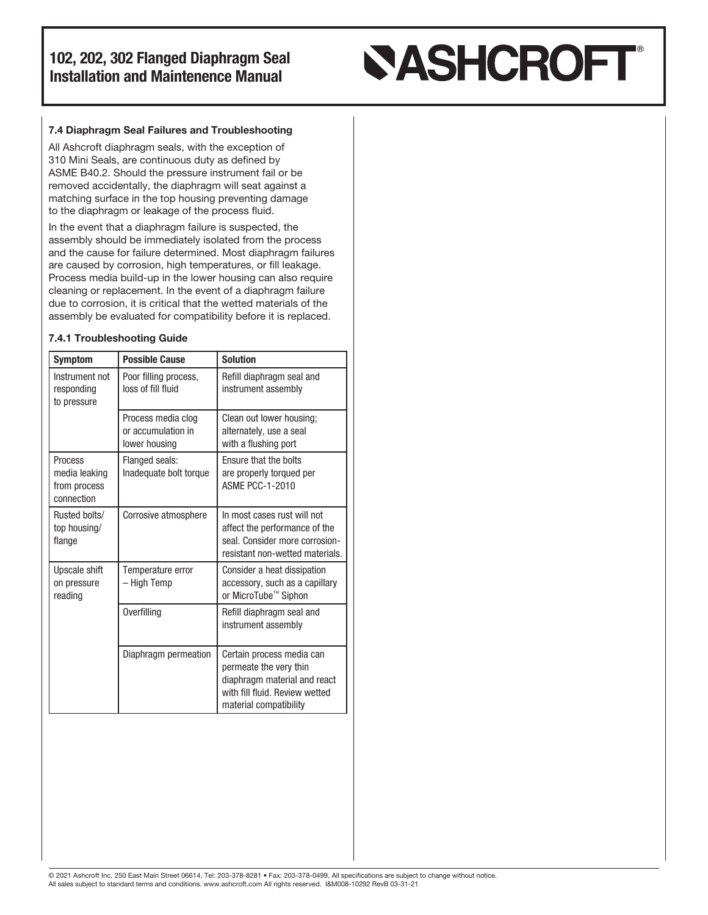### 7.4 Diaphragm Seal Failures and Troubleshooting

All Ashcroft diaphragm seals, with the exception of 310 Mini Seals, are continuous duty as defined by ASME B40.2. Should the pressure instrument fail or be removed accidentally, the diaphragm will seat against a matching surface in the top housing preventing damage to the diaphragm or leakage of the process fluid.

In the event that a diaphragm failure is suspected, the assembly should be immediately isolated from the process and the cause for failure determined. Most diaphragm failures are caused by corrosion, high temperatures, or fill leakage. Process media build-up in the lower housing can also require cleaning or replacement. In the event of a diaphragm failure due to corrosion, it is critical that the wetted materials of the assembly be evaluated for compatibility before it is replaced.

#### 7.4.1 Troubleshooting Guide

| Symptom | Possible Cause | Solution |
|---|---|---|
| Instrument not responding to pressure | Poor filling process, loss of fill fluid | Refill diaphragm seal and instrument assembly |
| | Process media clog or accumulation in lower housing | Clean out lower housing; alternately, use a seal with a flushing port |
| Process media leaking from process connection | Flanged seals: Inadequate bolt torque | Ensure that the bolts are properly torqued per ASME PCC-1-2010 |
| Rusted bolts/ top housing/ flange | Corrosive atmosphere | In most cases rust will not affect the performance of the seal. Consider more corrosion-resistant non-wetted materials. |
| Upscale shift on pressure reading | Temperature error – High Temp | Consider a heat dissipation accessory, such as a capillary or MicroTube™ Siphon |
| | Overfilling | Refill diaphragm seal and instrument assembly |
| | Diaphragm permeation | Certain process media can permeate the very thin diaphragm material and react with fill fluid. Review wetted material compatibility |